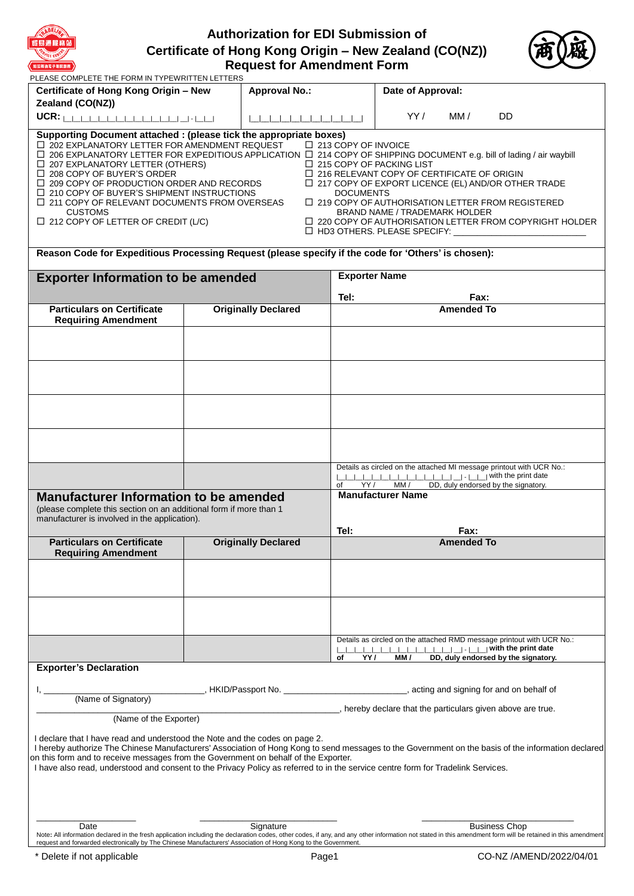# Authorization for EDI Submission of Certificate of Hong Kong Origin – New Zealand (CO(NZ)) Request for Amendment Form

PLEASE COMPLETE THE FORM IN TYPEWRITTEN LETTERS

| Certificate of Hong Kong Origin – New Zealand (CO(NZ)) | Approval No.: | Date of Approval: |
|---|---|---|
| UCR: \|_\|_\|_\|_\|_\|_\|_\|_\|_\|_\|_\|_\|_\|_\|_\|_\| - \|_\|_\| | \|_\|_\|_\|_\|_\|_\|_\|_\|_\|_\|_\| | YY / MM / DD |

**Supporting Document attached : (please tick the appropriate boxes)**

- ☐ 202 EXPLANATORY LETTER FOR AMENDMENT REQUEST
- ☐ 206 EXPLANATORY LETTER FOR EXPEDITIOUS APPLICATION
- ☐ 207 EXPLANATORY LETTER (OTHERS)
- ☐ 208 COPY OF BUYER'S ORDER
- ☐ 209 COPY OF PRODUCTION ORDER AND RECORDS
- ☐ 210 COPY OF BUYER'S SHIPMENT INSTRUCTIONS
- ☐ 211 COPY OF RELEVANT DOCUMENTS FROM OVERSEAS CUSTOMS
- ☐ 212 COPY OF LETTER OF CREDIT (L/C)
- ☐ 213 COPY OF INVOICE
- ☐ 214 COPY OF SHIPPING DOCUMENT e.g. bill of lading / air waybill
- ☐ 215 COPY OF PACKING LIST
- ☐ 216 RELEVANT COPY OF CERTIFICATE OF ORIGIN
- ☐ 217 COPY OF EXPORT LICENCE (EL) AND/OR OTHER TRADE DOCUMENTS
- ☐ 219 COPY OF AUTHORISATION LETTER FROM REGISTERED BRAND NAME / TRADEMARK HOLDER
- ☐ 220 COPY OF AUTHORISATION LETTER FROM COPYRIGHT HOLDER
- ☐ HD3 OTHERS. PLEASE SPECIFY: ______________________

**Reason Code for Expeditious Processing Request (please specify if the code for 'Others' is chosen):**

## Exporter Information to be amended

**Exporter Name**

**Tel:** **Fax:**

| Particulars on Certificate Requiring Amendment | Originally Declared | Amended To |
|---|---|---|
| | | |
| | | |
| | | |
| | | |
| | | Details as circled on the attached MI message printout with UCR No.: \|_\|_\|_\|_\|_\|_\|_\|_\|_\|_\|_\|_\|_\|_\|_\|_\| - \|_\|_\| with the print date of YY / MM / DD, duly endorsed by the signatory. |

## Manufacturer Information to be amended

(please complete this section on an additional form if more than 1 manufacturer is involved in the application).

**Manufacturer Name**

**Tel:** **Fax:**

| Particulars on Certificate Requiring Amendment | Originally Declared | Amended To |
|---|---|---|
| | | |
| | | |
| | | **Details as circled on the attached RMD message printout with UCR No.: \|_\|_\|_\|_\|_\|_\|_\|_\|_\|_\|_\|_\|_\|_\|_\|_\| - \|_\|_\| with the print date of YY / MM / DD, duly endorsed by the signatory.** |

**Exporter's Declaration**

I, ______________________________ (Name of Signatory), HKID/Passport No. ________________________, acting and signing for and on behalf of

______________________________________________ (Name of the Exporter), hereby declare that the particulars given above are true.

I declare that I have read and understood the Note and the codes on page 2.

I hereby authorize The Chinese Manufacturers' Association of Hong Kong to send messages to the Government on the basis of the information declared on this form and to receive messages from the Government on behalf of the Exporter.

I have also read, understood and consent to the Privacy Policy as referred to in the service centre form for Tradelink Services.

____________________ Date

____________________ Signature

____________________ Business Chop

Note: All information declared in the fresh application including the declaration codes, other codes, if any, and any other information not stated in this amendment form will be retained in this amendment request and forwarded electronically by The Chinese Manufacturers' Association of Hong Kong to the Government.

\* Delete if not applicable

CO-NZ /AMEND/2022/04/01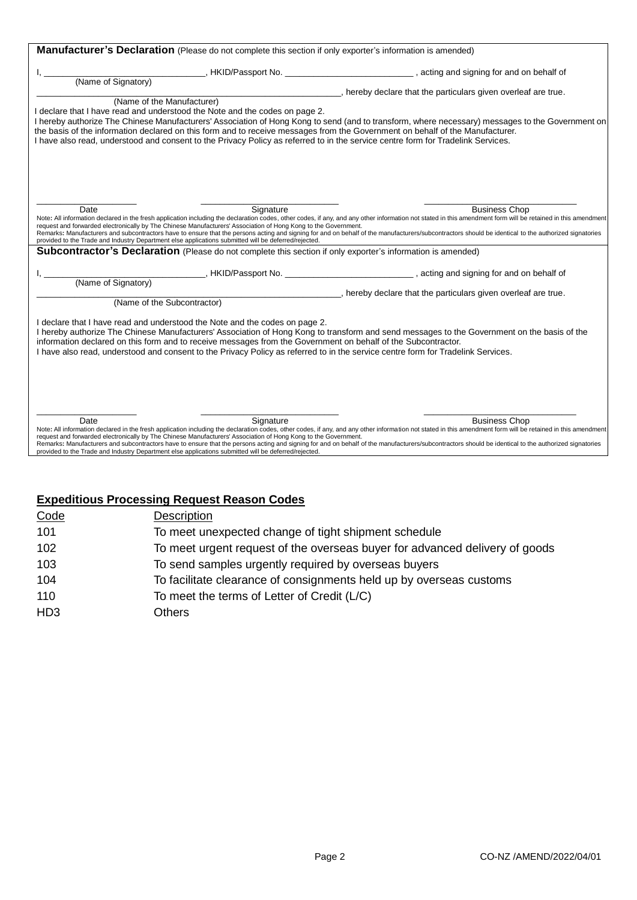**Manufacturer's Declaration** (Please do not complete this section if only exporter's information is amended)

I, ________________________________, HKID/Passport No. ___________________________ , acting and signing for and on behalf of
(Name of Signatory)

_____________________________________________________________, hereby declare that the particulars given overleaf are true.
(Name of the Manufacturer)

I declare that I have read and understood the Note and the codes on page 2.
I hereby authorize The Chinese Manufacturers' Association of Hong Kong to send (and to transform, where necessary) messages to the Government on the basis of the information declared on this form and to receive messages from the Government on behalf of the Manufacturer.
I have also read, understood and consent to the Privacy Policy as referred to in the service centre form for Tradelink Services.

| ____________________ | ___________________________ | ______________________________ |
|---|---|---|
| Date | Signature | Business Chop |

Note: All information declared in the fresh application including the declaration codes, other codes, if any, and any other information not stated in this amendment form will be retained in this amendment request and forwarded electronically by The Chinese Manufacturers' Association of Hong Kong to the Government.
Remarks: Manufacturers and subcontractors have to ensure that the persons acting and signing for and on behalf of the manufacturers/subcontractors should be identical to the authorized signatories provided to the Trade and Industry Department else applications submitted will be deferred/rejected.

**Subcontractor's Declaration** (Please do not complete this section if only exporter's information is amended)

I, ________________________________, HKID/Passport No. ___________________________ , acting and signing for and on behalf of
(Name of Signatory)

_____________________________________________________________, hereby declare that the particulars given overleaf are true.
(Name of the Subcontractor)

I declare that I have read and understood the Note and the codes on page 2.
I hereby authorize The Chinese Manufacturers' Association of Hong Kong to transform and send messages to the Government on the basis of the information declared on this form and to receive messages from the Government on behalf of the Subcontractor.
I have also read, understood and consent to the Privacy Policy as referred to in the service centre form for Tradelink Services.

| ____________________ | ___________________________ | ______________________________ |
|---|---|---|
| Date | Signature | Business Chop |

Note: All information declared in the fresh application including the declaration codes, other codes, if any, and any other information not stated in this amendment form will be retained in this amendment request and forwarded electronically by The Chinese Manufacturers' Association of Hong Kong to the Government.
Remarks: Manufacturers and subcontractors have to ensure that the persons acting and signing for and on behalf of the manufacturers/subcontractors should be identical to the authorized signatories provided to the Trade and Industry Department else applications submitted will be deferred/rejected.

## Expeditious Processing Request Reason Codes

| Code | Description |
|---|---|
| 101 | To meet unexpected change of tight shipment schedule |
| 102 | To meet urgent request of the overseas buyer for advanced delivery of goods |
| 103 | To send samples urgently required by overseas buyers |
| 104 | To facilitate clearance of consignments held up by overseas customs |
| 110 | To meet the terms of Letter of Credit (L/C) |
| HD3 | Others |

CO-NZ /AMEND/2022/04/01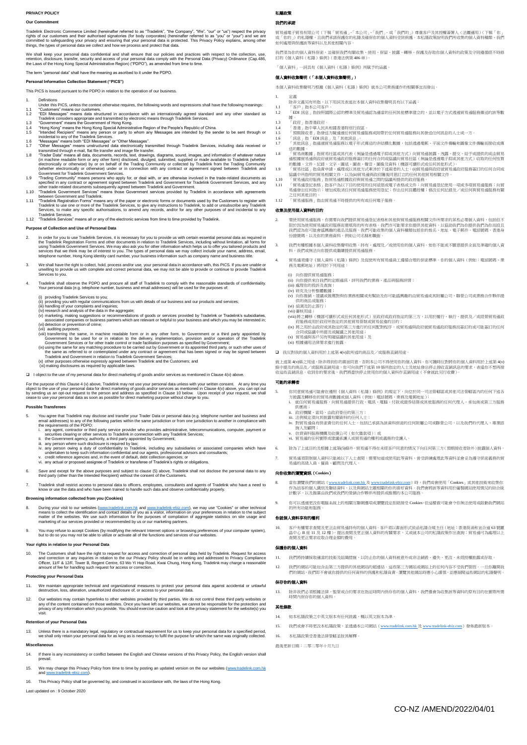# PRIVACY POLICY

## Our Commitment

Tradelink Electronic Commerce Limited (hereinafter referred to as "Tradelink", "the Company", "We", "our" or "us") respect the privacy rights of our customers and their authorised signatories (for body corporates) (hereinafter referred to as "you" or "your") and we are committed to safeguarding your privacy and ensuring that your personal data is protected. This Privacy Policy explains, among other things, the types of personal data we collect and how we process and protect that data.

We shall keep your personal data confidential and shall ensure that our policies and practices with respect to the collection, use, retention, disclosure, transfer, security and access of your personal data comply with the Personal Data (Privacy) Ordinance (Cap.486, the Laws of the Hong Kong Special Administrative Region) ("PDPO"), as amended from time to time.

The term "personal data" shall have the meaning as ascribed to it under the PDPO.

## Personal Information Collection Statement ("PICS")

This PICS is issued pursuant to the PDPO in relation to the operation of our business.

1. Definitions
   Under this PICS, unless the context otherwise requires, the following words and expressions shall have the following meanings:

1.1 "Customers" means our customers.
1.2 "EDI Messages" means data structured in accordance with an internationally agreed standard and any other standard as Tradelink considers appropriate and transmitted by electronic means through Tradelink Services.
1.3 "Government" means the Government of Hong Kong.
1.4 "Hong Kong" means the Hong Kong Special Administrative Region of the People's Republic of China.
1.5 "Intended Recipient" means any person or party to whom any Messages are intended by the sender to be sent through or incidental to any of the Tradelink Services.
1.6 "Messages" means both "EDI Messages" or "Other Messages".
1.7 "Other Messages" means unstructured data electronically transmitted through Tradelink Services, including data received or transmitted through e-mail, flat file transfer and image file transfer.
1.8 "Trader Data" means all data, documents, records, text, drawings, diagrams, sound, images, and information of whatever nature (in machine readable form or any other form) disclosed, divulged, submitted, supplied or made available to Tradelink (whether electronically or otherwise) by or on behalf of the Trading Community or collected by Tradelink from the Trading Community (whether electronically or otherwise) under or in connection with any contract or agreement signed between Tradelink and Government for Tradelink Government Services.
1.9 "Trading Community" means persons who apply for, or deal with, or are otherwise involved in the trade-related documents as specified in any contract or agreement signed between Tradelink and Government for Tradelink Government Services, and any other trade-related documents subsequently agreed between Tradelink and Government.
1.10 "Tradelink Government Services" means those Government services provided by Tradelink in accordance with agreements between and Tradelink.
1.11 "Tradelink Registration Forms" means any of the paper or electronic forms or documents used by the Customers to register with Tradelink to use one or more of the Tradelink Services, to give any instructions to Tradelink, to add or unsubscribe any Tradelink Services, to make any specific authorisations, to amend any records, and/or for any other purposes of and incidental to any Tradelink Services.
1.12 "Tradelink Services" means all or any of the electronic services from time to time provided by Tradelink.

## Purpose of Collection and Use of Personal Data

2. In order for you to use Tradelink Services, it is necessary for you to provide us with certain essential personal data as required in the Tradelink Registration Forms and other documents in relation to Tradelink Services, including without limitation, all forms for using Tradelink Government Services. We may also ask you for other information which helps us to offer you tailored products and services that we think may be of interest to you. The types of personal data we may collect include your name, address, email, telephone number, Hong Kong identity card number, your business information such as company name and business title.

3. We shall have the right to collect, hold, process and/or use, your personal data in accordance with, this PICS. If you are unable or unwilling to provide us with complete and correct personal data, we may not be able to provide or continue to provide Tradelink Services to you.

4. Tradelink shall observe the PDPO and procure all staff of Tradelink to comply with the reasonable standards of confidentiality. Your personal data (e.g. telephone number, business and email addresses) will be used for the purposes of:

   (i) providing Tradelink Services to you;
   (ii) providing you with regular communications from us with details of our business and our products and services;
   (iii) handling of your complaints and inquiries;
   (iv) research and analysis of the data in the aggregate;
   (v) marketing, making suggestions or recommendations of goods or services provided by Tradelink or Tradelink's subsidiaries, associated companies or business partners which are relevant or helpful to your business and which you may be interested in;
   (vi) detection or prevention of crime;
   (vii) auditing purposes;
   (viii) transferring the same, in machine readable form or in any other form, to Government or a third party appointed by Government to be used for or in relation to the delivery, implementation, provision and/or operation of the Tradelink Government Services or for other trade control or trade facilitation purposes as specified by Government;
   (ix) using the same for any matching procedure to be carried out by Government or its appointed third party, or such other uses of the same as referred to or contemplated under any contract or agreement that has been signed or may be signed between Tradelink and Government in relation to Tradelink Government Services;
   (x) other purposes otherwise expressly agreed between Tradelink and the Customers; and
   (xi) making disclosures as required by applicable laws.

❑ I object to the use of my personal data for direct marketing of goods and/or services as mentioned in Clause 4(v) above.

For the purpose of this Clause 4 (v) above, Tradelink may not use your personal data unless with your written consent. At any time you object to the use of your personal data for direct marketing of goods and/or services as mentioned in Clause 4(v) above, you can opt out by sending us an opt-out request to the person and address as specified in Clause 10 below. Upon receipt of your request, we shall cease to use your personal data as soon as possible for direct marketing purpose without charge to you.

## Possible Transferees

5. You agree that Tradelink may disclose and transfer your Trader Data or personal data (e.g. telephone number and business and email addresses) to any of the following parties within the same jurisdiction or from one jurisdiction to another in compliance with the requirements of the PDPO:
   i. any agent, contractor or third party service provider who provides administrative, telecommunications, computer, payment or securities clearing or other services to Tradelink in connection with any Tradelink Services;
   ii. the Government agency, authority, a third party appointed by Government;
   iii. any person where such disclosure is required by law;
   iv. any person owing a duty of confidentiality to Tradelink, including any its subsidiaries or associated companies which have undertaken to keep such information confidential and our agents, professional advisors and consultants;
   v. credit reference agencies and, in the event of default, debt collection agencies; or
   vi. any actual or proposed assignee of Tradelink or transferee of Tradelink's rights or obligations.

6. Save and except for the above purposes and subject to clause (5) above, Tradelink shall not disclose the personal data to any third party (other than the Intended Recipient) without the consent of the Customers.

7. Tradelink shall restrict access to personal data to officers, employees, consultants and agents of Tradelink who have a need to know or use the data and who have been trained to handle such data and observe confidentiality properly.

## Browsing information collected from you (Cookies)

8. During your visit to our websites (www.tradelink.com.hk and www.tradelink-ebiz.com), we may use "Cookies" or other technical means to collect the identification and contact details of you as a visitor, information on your preferences in relation to the subject matter of the websites. We use such information for the purposes of compilation of aggregate statistics on site usage and marketing of our services provided or recommended by us or our marketing partners.

9. You may refuse to accept Cookies (by modifying the relevant Internet options or browsing preferences of your computer system), but to do so you may not be able to utilize or activate all of the functions and services of our websites.

## Your rights in relation to your Personal Data

10. The Customers shall have the right of request for access and correction of personal data held by Tradelink. Request for access and correction or any inquiries in relation to the our Privacy Policy should be in writing and addressed to Privacy Compliance Officer, 11/F & 12/F, Tower B, Regent Centre, 63 Wo Yi Hop Road, Kwai Chung, Hong Kong, Tradelink may charge a reasonable amount of fee for handling such request for access or correction.

## Protecting your Personal Data

11. We maintain appropriate technical and organizational measures to protect your personal data against accidental or unlawful destruction, loss, alteration, unauthorized disclosure of, or access to your personal data.

12. Our websites may contain hyperlinks to other websites provided by third parties. We do not control these third party websites or any of the content contained on those websites. Once you have left our websites, we cannot be responsible for the protection and privacy of any information which you provide. You should exercise caution and look at the privacy statement for the website(s) you visit.

## Retention of your Personal Data

13. Unless there is a mandatory legal, regulatory or contractual requirement for us to keep your personal data for a specified period, we shall only retain your personal data for as long as is necessary to fulfil the purpose for which the same was originally collected.

## Miscellaneous

14. If there is any inconsistency or conflict between the English and Chinese versions of this Privacy Policy, the English version shall prevail.

15. We may change this Privacy Policy from time to time by posting an updated version on the our websites (www.tradelink.com.hk and www.tradelink-ebiz.com).

16. This Privacy Policy shall be governed by, and construed in accordance with, the laws of the Hong Kong.

Last updated on : 9 October 2020

# 私隱政策

## 我們的承諾

貿易通電子貿易有限公司(下稱「貿易通」、「本公司」、「我們」、或「我們的」)尊重客戶及其授權簽署人(法團適用)(下稱「你」或「你的」)的私隱權，且我們承諾保護你的私隱及確保你的個人資料受到保護。本私隱政策說明我們所收集的個人資料種類，我們如何處理與保護該等資料以及其他相關內容。

我們須為你的個人資料保密，並確保我們有關收集、使用、保留、披露、轉移、保護及存取你個人資料的政策及守則遵循經不時修訂的《個人資料(私隱)條例》(香港法例第486章)。

「個人資料」一詞具有《個人資料(私隱)條例》所賦予的涵義。

## 個人資料收集聲明(「本個人資料收集聲明」)

本個人資料收集聲明乃根據《個人資料(私隱)條例》就本公司業務運作的相關事宜而發出。

1. 定義
   除非文義另有所指，以下用詞及表述在本個人資料收集聲明具有以下涵義：

1.1 「客戶」指本公司客戶。
1.2 「EDI 訊息」指按照國際公認的標準及貿易通認為適當的任何其他標準建立的，並以電子方式透過貿易通服務傳送的該等數據。
1.3 「政府」指香港政府。
1.4 「香港」指中華人民共和國香港特別行政區。
1.5 「預期接收者」指發送方擬通過任何貿易通服務或附帶於任何貿易通服務向其發送任何訊息的人士或一方。
1.6 「訊息」指「EDI 訊息」及「其他訊息」。
1.7 「其他訊息」指通過貿易通服務以電子形式傳送的非結構化數據，包括透過電郵、平面文件傳輸和圖像文件傳輸而接收或傳送的數據。
1.8 「貿易商數據」指貿易社區或其代表(無論是透過電子抑或其他方式)向貿易通披露、洩露、提交、給予或提供的或由貿易通根據貿易通與政府就貿易通政府服務簽訂的任何合同或協議向貿易社區(無論是透過電子抑或其他方式)收取的任何性質的數據、文件、記錄、文字、圖紙、圖表、聲音、圖像及資料(機器可讀形式或任何其他形式)。
1.9 「貿易社區」指負責申請、處理或以其他方式牽涉於下述期者的人士：(i)貿易通與政府就貿易通政府服務簽訂的任何合同或協議中所指明的貿易相關文件，以及(ii)貿易通與政府隨後同意訂立的任何其他貿易相關文件。
1.10 「貿易通政府服務」指貿易通根據政府與貿易通之間的協議而提供的政府服務。
1.11 「貿易通登記表格」指客戶為以下目的使用的任何紙張或電子表格或文件：向貿易通登記使用一項或多項貿易通服務；向貿易通發出任何指示；增加或取消任何貿易通服務使用登記；作出任何具體授權；修改任何記錄及／或任何與貿易通服務有關之任何其他目的。
1.12 「貿易通服務」指由貿易通不時提供的所有或任何電子服務。

## 收集及使用個人資料的目的

2. 要使用貿易通服務，你需要向我們提供貿易通登記表格和其他與貿易通服務相關文件所要求的某些必要個人資料，包括但不限於因為使用貿易通政府服務而需填寫的所有表格。我們亦可能要求你提供其他資料，以協助我們為你提供我們為你而設且我們認為你可能會感興趣的產品及服務。我們可能收集的個人資料種類包括你的姓名、地址、電子郵件、電話號碼、香港身份證號碼，以及你的業務資料，例如公司名稱和職銜。

3. 我們有權根據本個人資料收集聲明收集、持有、處理及／或使用你的個人資料。如你不能或不願意提供全面及準確的個人資料，我們或無法向你提供或繼續提供貿易通服務。

4. 貿易通須遵守《個人資料(私隱)條例》及促使所有貿易通員工遵循合理的保密標準。你的個人資料(例如：電話號碼、業務及電郵地址)將用於下列用途：

   (i) 向你提供貿易通服務；
   (ii) 向你提供來自我們的定期通訊，詳列我們的業務、產品與服務詳情；
   (iii) 處理你的投訴及查詢；
   (iv) 研究及分析整體數據；
   (v) 向你推銷、建議或推薦對於你業務相關或有幫助及你可能感興趣的由貿易通或其附屬公司、聯營公司或業務合作夥伴提供的商品或服務；
   (vi) 偵測及防止罪行；
   (vii) 審核用途；
   (viii) 將之轉移(機器可讀形式或任何其他形式)至政府或政府指定的第三方，以用於履行、執行、提供及／或經營貿易通政府服務或用於政府所指定的其他貿易管制或貿易促進的目的；
   (ix) 將之用於由政府或其指定的第三方進行的任何配對程序，或貿易通與政府就貿易通政府服務而簽訂的或可能簽訂的任何合同或協議中所提及或擬議之其他用途；
   (x) 貿易通與客戶另有明確協議的其他用途；及
   (xi) 根據適用法律要求進行披露。

❑ 我反對我的個人資料用於上述第 4(v)款所述的商品及／或服務直銷用途。

就上述第 4(v)條之用途，除非得到你的書面同意，否則本公司不得使用你的個人資料。你可隨時反對將你的個人資料用於上述第 4(v)條中提及的商品及／或服務直銷用途，你可向我們下述第 10 條所指定的人士及地址發出停止接收直銷訊息的要求，表達你不想再接收這些直銷訊息。收到你的要求後，我們將盡快停止使用你的個人資料作直銷用途(不會就此另行收費)。

## 可能的承轉者

5. 你同意貿易通可能會在遵照《個人資料(私隱)條例》的規定下，向位於同一司法管轄區或其他司法管轄區內的任何下述各方披露及轉移你的貿易商數據或個人資料(例如：電話號碼、業務及電郵地址)：
   i. 就任何貿易通服務，向貿易通提供行政、電訊、電腦、付款或證券結算或其他服務的任何代理人、承包商或第三方服務供應商；
   ii. 政府機構、當局、由政府委任的第三方；
   iii. 法例規定須向其披露有關資料的任何人士；
   iv. 對貿易通負有保密責任的任何人士，包括已承諾為該資料保密的任何附屬公司或聯營公司，以及我們的代理人、專業顧問人及顧問；
   v. 信貸資料服務機構及收債公司(如欠繳款項)；或
   vi. 貿易通的任何實際或建議承讓人或貿易通的權利或義務的受讓人。

6. 除為了上述目的及根據上述第(5)條外，貿易通不得在未經客戶同意的情況下向任何第三方(預期接收者除外)披露個人資料。

7. 貿易通須限制個人資料只能被以下人士查閱：需要知道或使用此等資料，曾受訓練處理此等資料並會妥為遵守保密義務的貿易通的高級人員、僱員、顧問及代理人。

## 向你收集的瀏覽資訊(Cookies)

8. 當你瀏覽我們的網站(www.tradelink.com.hk 及 www.tradelink-ebiz.com)時，我們或會使用「Cookies」或其他技術來收集你作為訪客的個人識別及聯絡資料，以及與網站主題相關的你的喜好資料。我們會將該等資料用於編製網站使用情況的綜合統計數字，以及推廣由我們或我們的營銷合作夥伴所提供或推薦的本公司服務。

9. 你可以透過更改你電腦系統上的相關互聯網選項或瀏覽設定拒絕接受 Cookies，但這樣做可能會令你無法使用或啟動我們網站的所有功能和服務。

## 你就個人資料享有的權利

10. 客戶有權要求查閱及更正由貿易通持有的個人資料。客戶可以書面形式致函私隱合規主任(地址：香港葵涌和宜合道 63 號麗晶中心 B 座 11 及 12 樓)，提出查閱及更正個人資料的有關要求，又或就本公司的私隱政策作出查詢；貿易通可為處理以上查閱及更正要求收取合理金額的費用。

## 保護你的個人資料

11. 我們將持續採取適當的技術及組織措施，以防止你的個人資料被意外或非法銷毀、遺失、更改、未經授權披露或存取。

12. 我們的網站可能包含由第三方提供的其他網站的超連結。這些第三方網站或網站上的任何內容不受我們管控。一旦你離開我們的網站，我們即不會就你提供的任何資料的保護和私隱負責。瀏覽其他網站時應小心謹慎，並應細閱這些網站的私隱聲明。

## 保存你的個人資料

13. 除非我們必須根據法律、監管或合約要求在指定時間內保存你的個人資料，我們僅會為收集該等資料的原有目的在需際所需時間內保存你的個人資料。

## 其他條款

14. 如本私隱政策之中英文版本有任何抵觸，概以英文版本為準。

15. 我們或會不時更改本私隱政策，並透過本公司網站(www.tradelink.com.hk 及 www.tradelink-ebiz.com)發佈最新版本。

16. 本私隱政策受香港法律管轄並按其解釋。

最後更新日期：二零二零年十月九日

CO-NZ /AMEND/2022/04/01